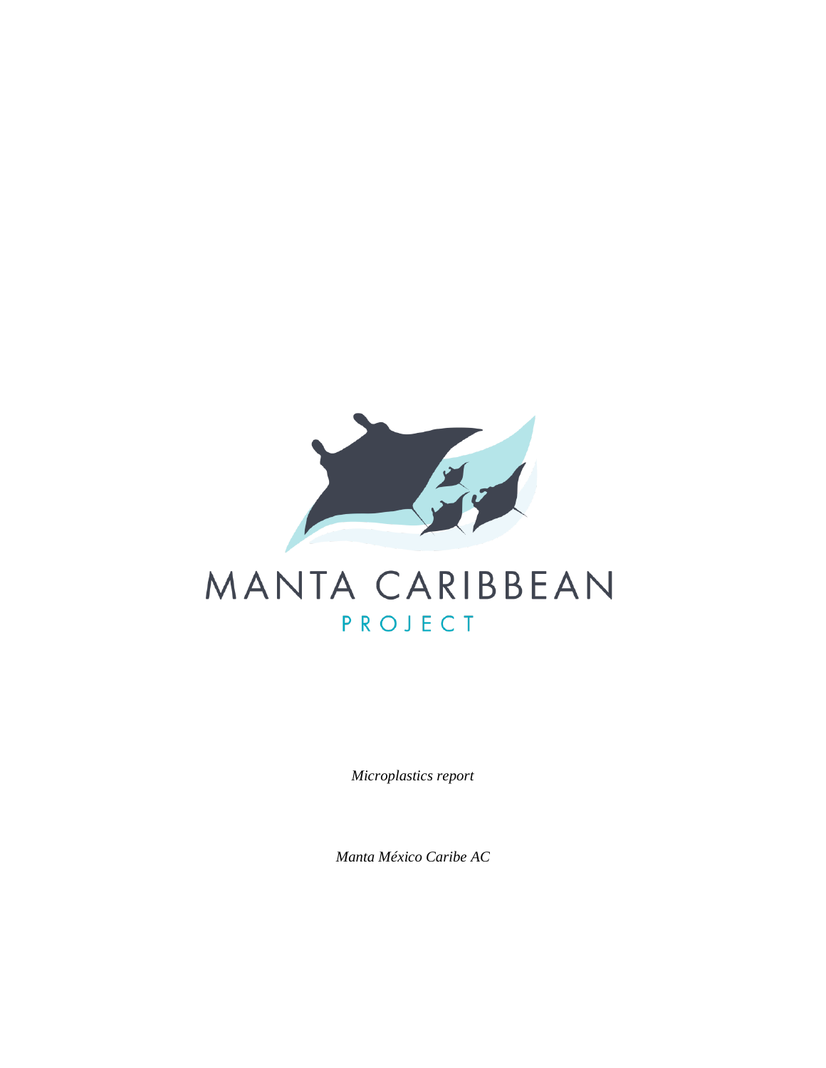MANTA CARIBBEAN

PROJECT

*Microplastics report*

*Manta México Caribe AC*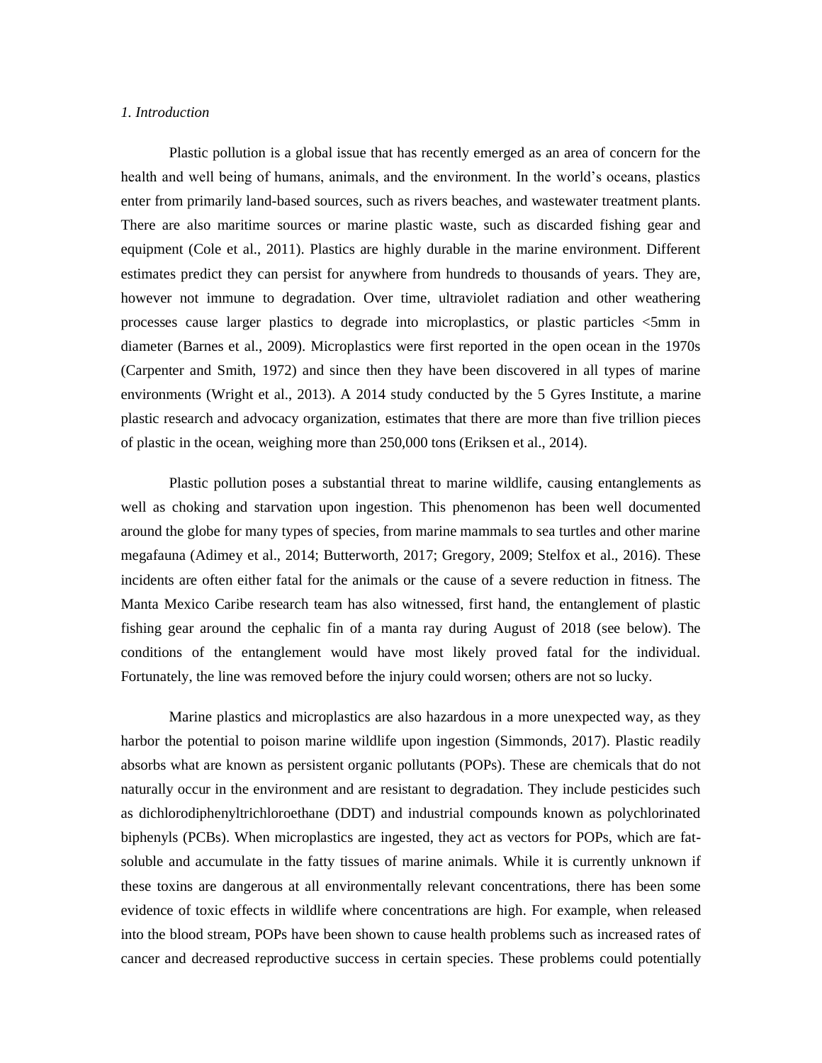*1. Introduction*

Plastic pollution is a global issue that has recently emerged as an area of concern for the health and well being of humans, animals, and the environment. In the world's oceans, plastics enter from primarily land-based sources, such as rivers beaches, and wastewater treatment plants. There are also maritime sources or marine plastic waste, such as discarded fishing gear and equipment (Cole et al., 2011). Plastics are highly durable in the marine environment. Different estimates predict they can persist for anywhere from hundreds to thousands of years. They are, however not immune to degradation. Over time, ultraviolet radiation and other weathering processes cause larger plastics to degrade into microplastics, or plastic particles <5mm in diameter (Barnes et al., 2009). Microplastics were first reported in the open ocean in the 1970s (Carpenter and Smith, 1972) and since then they have been discovered in all types of marine environments (Wright et al., 2013). A 2014 study conducted by the 5 Gyres Institute, a marine plastic research and advocacy organization, estimates that there are more than five trillion pieces of plastic in the ocean, weighing more than 250,000 tons (Eriksen et al., 2014).

Plastic pollution poses a substantial threat to marine wildlife, causing entanglements as well as choking and starvation upon ingestion. This phenomenon has been well documented around the globe for many types of species, from marine mammals to sea turtles and other marine megafauna (Adimey et al., 2014; Butterworth, 2017; Gregory, 2009; Stelfox et al., 2016). These incidents are often either fatal for the animals or the cause of a severe reduction in fitness. The Manta Mexico Caribe research team has also witnessed, first hand, the entanglement of plastic fishing gear around the cephalic fin of a manta ray during August of 2018 (see below). The conditions of the entanglement would have most likely proved fatal for the individual. Fortunately, the line was removed before the injury could worsen; others are not so lucky.

Marine plastics and microplastics are also hazardous in a more unexpected way, as they harbor the potential to poison marine wildlife upon ingestion (Simmonds, 2017). Plastic readily absorbs what are known as persistent organic pollutants (POPs). These are chemicals that do not naturally occur in the environment and are resistant to degradation. They include pesticides such as dichlorodiphenyltrichloroethane (DDT) and industrial compounds known as polychlorinated biphenyls (PCBs). When microplastics are ingested, they act as vectors for POPs, which are fat-soluble and accumulate in the fatty tissues of marine animals. While it is currently unknown if these toxins are dangerous at all environmentally relevant concentrations, there has been some evidence of toxic effects in wildlife where concentrations are high. For example, when released into the blood stream, POPs have been shown to cause health problems such as increased rates of cancer and decreased reproductive success in certain species. These problems could potentially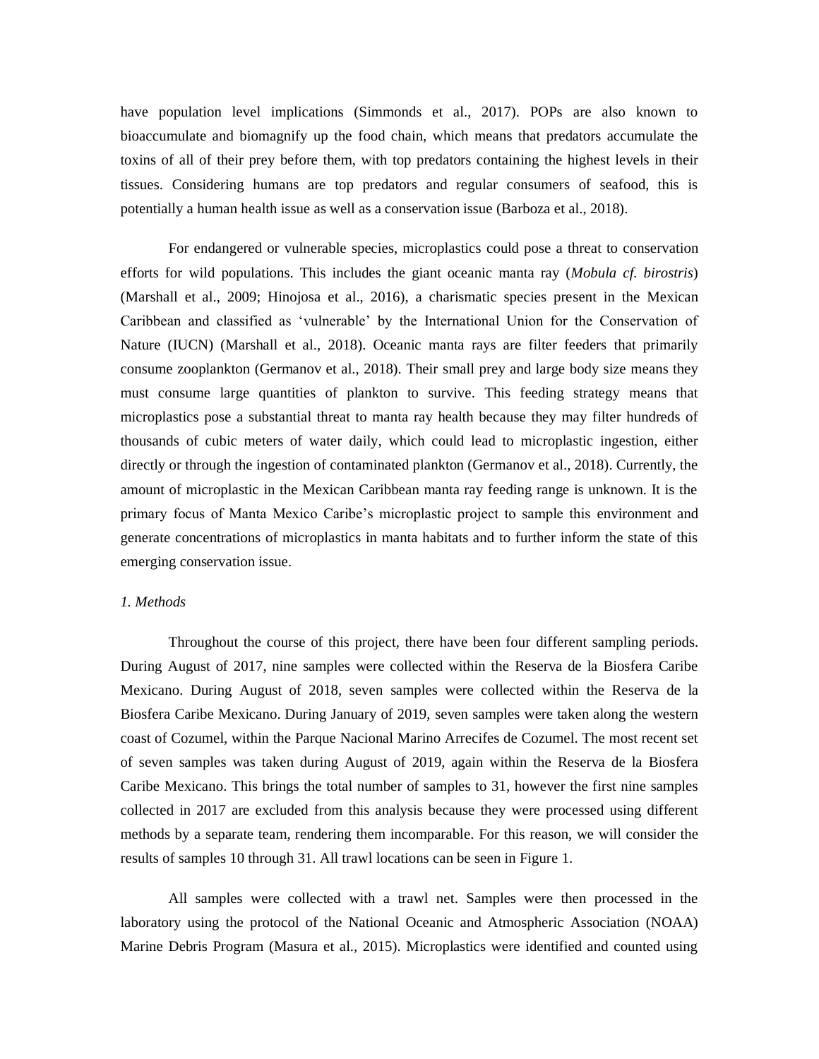have population level implications (Simmonds et al., 2017). POPs are also known to bioaccumulate and biomagnify up the food chain, which means that predators accumulate the toxins of all of their prey before them, with top predators containing the highest levels in their tissues. Considering humans are top predators and regular consumers of seafood, this is potentially a human health issue as well as a conservation issue (Barboza et al., 2018).

For endangered or vulnerable species, microplastics could pose a threat to conservation efforts for wild populations. This includes the giant oceanic manta ray (*Mobula cf. birostris*) (Marshall et al., 2009; Hinojosa et al., 2016), a charismatic species present in the Mexican Caribbean and classified as 'vulnerable' by the International Union for the Conservation of Nature (IUCN) (Marshall et al., 2018). Oceanic manta rays are filter feeders that primarily consume zooplankton (Germanov et al., 2018). Their small prey and large body size means they must consume large quantities of plankton to survive. This feeding strategy means that microplastics pose a substantial threat to manta ray health because they may filter hundreds of thousands of cubic meters of water daily, which could lead to microplastic ingestion, either directly or through the ingestion of contaminated plankton (Germanov et al., 2018). Currently, the amount of microplastic in the Mexican Caribbean manta ray feeding range is unknown. It is the primary focus of Manta Mexico Caribe's microplastic project to sample this environment and generate concentrations of microplastics in manta habitats and to further inform the state of this emerging conservation issue.

## *1. Methods*

Throughout the course of this project, there have been four different sampling periods. During August of 2017, nine samples were collected within the Reserva de la Biosfera Caribe Mexicano. During August of 2018, seven samples were collected within the Reserva de la Biosfera Caribe Mexicano. During January of 2019, seven samples were taken along the western coast of Cozumel, within the Parque Nacional Marino Arrecifes de Cozumel. The most recent set of seven samples was taken during August of 2019, again within the Reserva de la Biosfera Caribe Mexicano. This brings the total number of samples to 31, however the first nine samples collected in 2017 are excluded from this analysis because they were processed using different methods by a separate team, rendering them incomparable. For this reason, we will consider the results of samples 10 through 31. All trawl locations can be seen in Figure 1.

All samples were collected with a trawl net. Samples were then processed in the laboratory using the protocol of the National Oceanic and Atmospheric Association (NOAA) Marine Debris Program (Masura et al., 2015). Microplastics were identified and counted using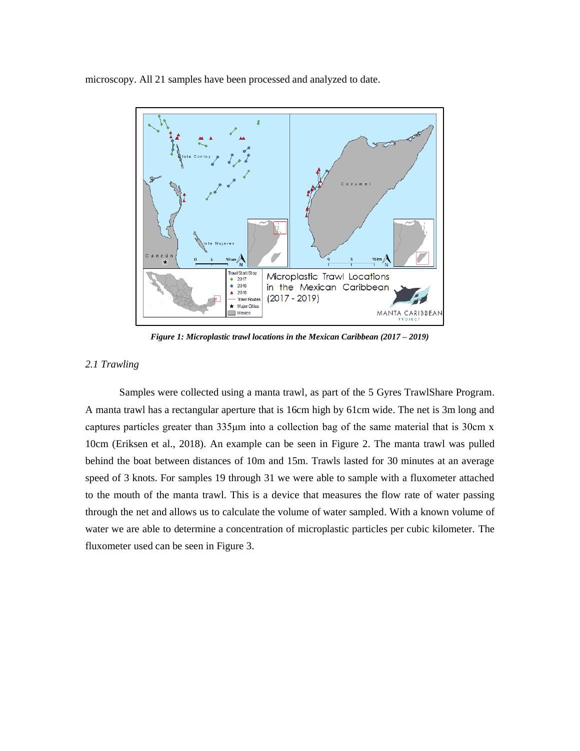microscopy. All 21 samples have been processed and analyzed to date.

*Figure 1: Microplastic trawl locations in the Mexican Caribbean (2017 – 2019)*

### *2.1 Trawling*

Samples were collected using a manta trawl, as part of the 5 Gyres TrawlShare Program. A manta trawl has a rectangular aperture that is 16cm high by 61cm wide. The net is 3m long and captures particles greater than 335μm into a collection bag of the same material that is 30cm x 10cm (Eriksen et al., 2018). An example can be seen in Figure 2. The manta trawl was pulled behind the boat between distances of 10m and 15m. Trawls lasted for 30 minutes at an average speed of 3 knots. For samples 19 through 31 we were able to sample with a fluxometer attached to the mouth of the manta trawl. This is a device that measures the flow rate of water passing through the net and allows us to calculate the volume of water sampled. With a known volume of water we are able to determine a concentration of microplastic particles per cubic kilometer. The fluxometer used can be seen in Figure 3.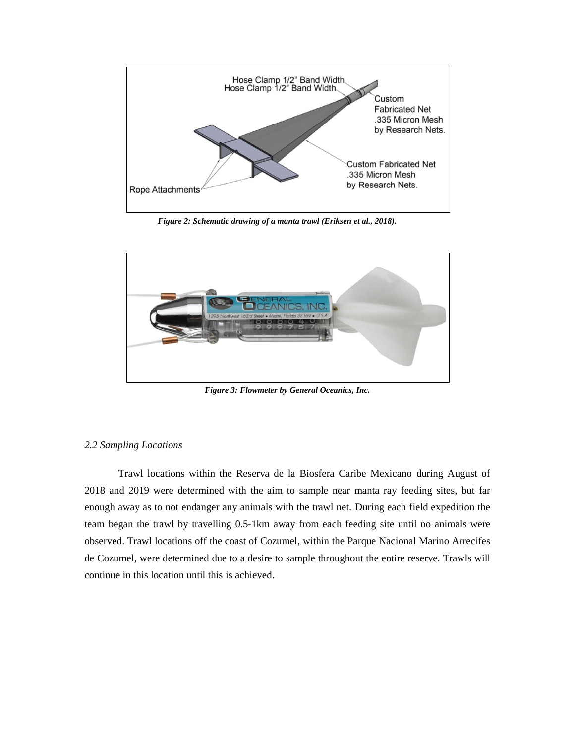*Figure 2: Schematic drawing of a manta trawl (Eriksen et al., 2018).*

*Figure 3: Flowmeter by General Oceanics, Inc.*

### *2.2 Sampling Locations*

Trawl locations within the Reserva de la Biosfera Caribe Mexicano during August of 2018 and 2019 were determined with the aim to sample near manta ray feeding sites, but far enough away as to not endanger any animals with the trawl net. During each field expedition the team began the trawl by travelling 0.5-1km away from each feeding site until no animals were observed. Trawl locations off the coast of Cozumel, within the Parque Nacional Marino Arrecifes de Cozumel, were determined due to a desire to sample throughout the entire reserve. Trawls will continue in this location until this is achieved.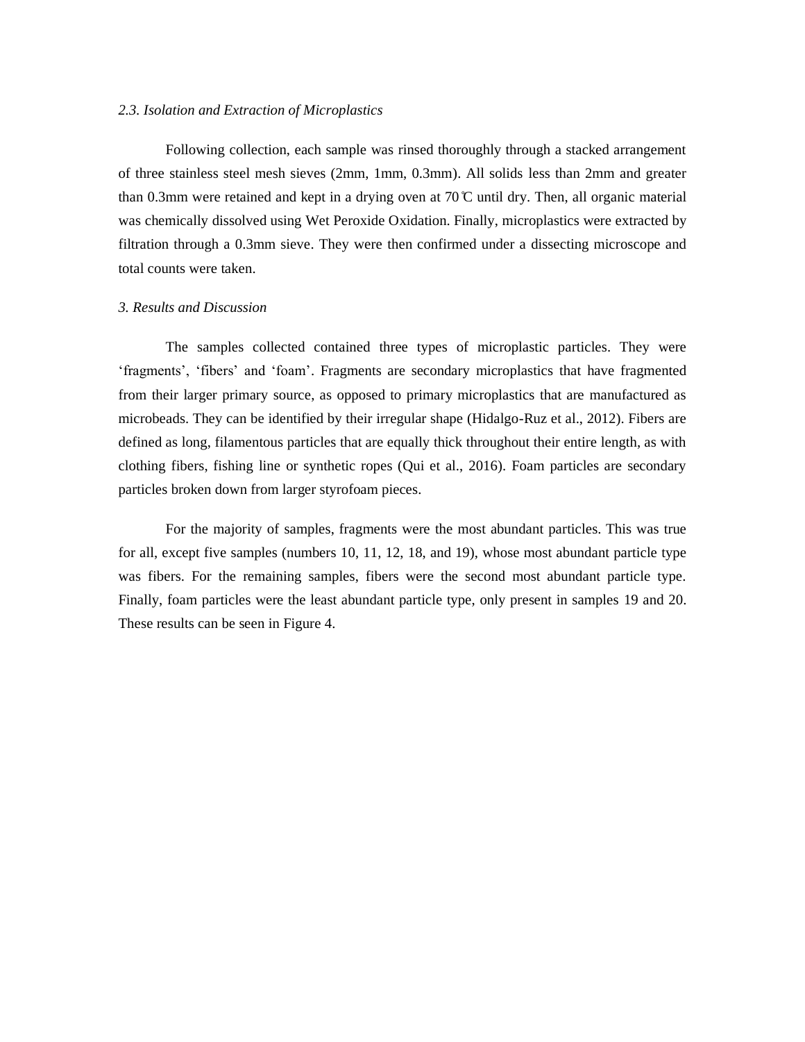*2.3. Isolation and Extraction of Microplastics*

Following collection, each sample was rinsed thoroughly through a stacked arrangement of three stainless steel mesh sieves (2mm, 1mm, 0.3mm). All solids less than 2mm and greater than 0.3mm were retained and kept in a drying oven at 70℃ until dry. Then, all organic material was chemically dissolved using Wet Peroxide Oxidation. Finally, microplastics were extracted by filtration through a 0.3mm sieve. They were then confirmed under a dissecting microscope and total counts were taken.

*3. Results and Discussion*

The samples collected contained three types of microplastic particles. They were ‘fragments’, ‘fibers’ and ‘foam’. Fragments are secondary microplastics that have fragmented from their larger primary source, as opposed to primary microplastics that are manufactured as microbeads. They can be identified by their irregular shape (Hidalgo-Ruz et al., 2012). Fibers are defined as long, filamentous particles that are equally thick throughout their entire length, as with clothing fibers, fishing line or synthetic ropes (Qui et al., 2016). Foam particles are secondary particles broken down from larger styrofoam pieces.

For the majority of samples, fragments were the most abundant particles. This was true for all, except five samples (numbers 10, 11, 12, 18, and 19), whose most abundant particle type was fibers. For the remaining samples, fibers were the second most abundant particle type. Finally, foam particles were the least abundant particle type, only present in samples 19 and 20. These results can be seen in Figure 4.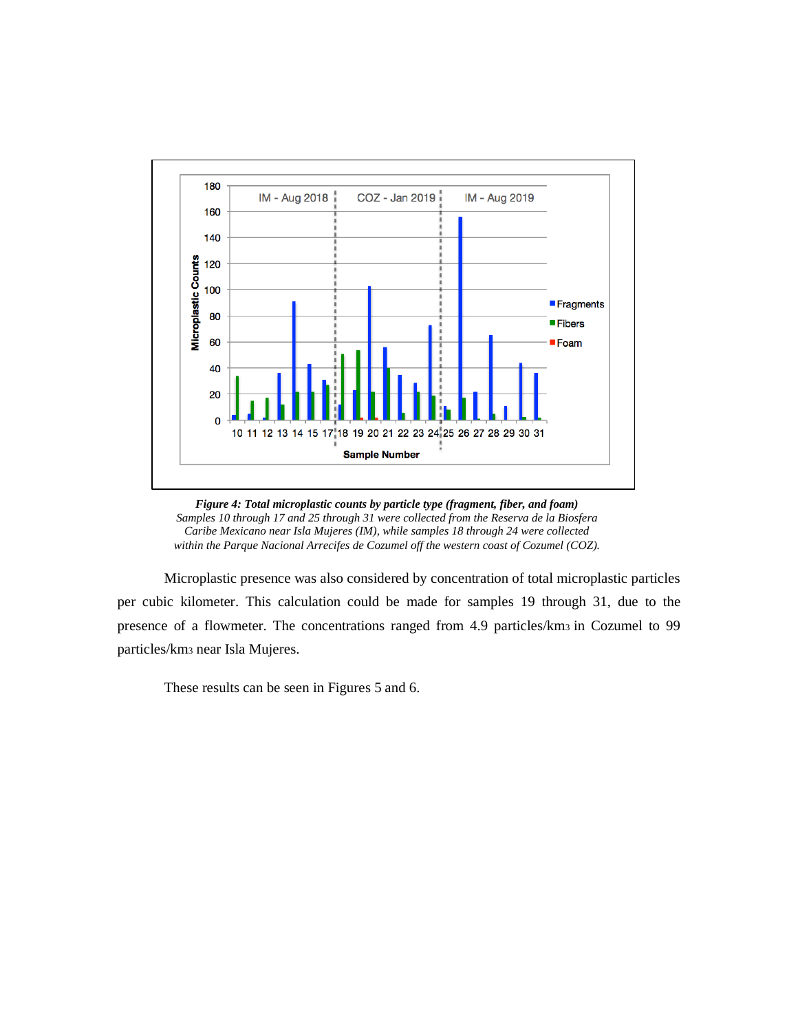*Figure 4: **Total microplastic counts by particle type (fragment, fiber, and foam)** Samples 10 through 17 and 25 through 31 were collected from the Reserva de la Biosfera Caribe Mexicano near Isla Mujeres (IM), while samples 18 through 24 were collected within the Parque Nacional Arrecifes de Cozumel off the western coast of Cozumel (COZ).*

Microplastic presence was also considered by concentration of total microplastic particles per cubic kilometer. This calculation could be made for samples 19 through 31, due to the presence of a flowmeter. The concentrations ranged from 4.9 particles/$km^3$ in Cozumel to 99 particles/$km^3$ near Isla Mujeres.

These results can be seen in Figures 5 and 6.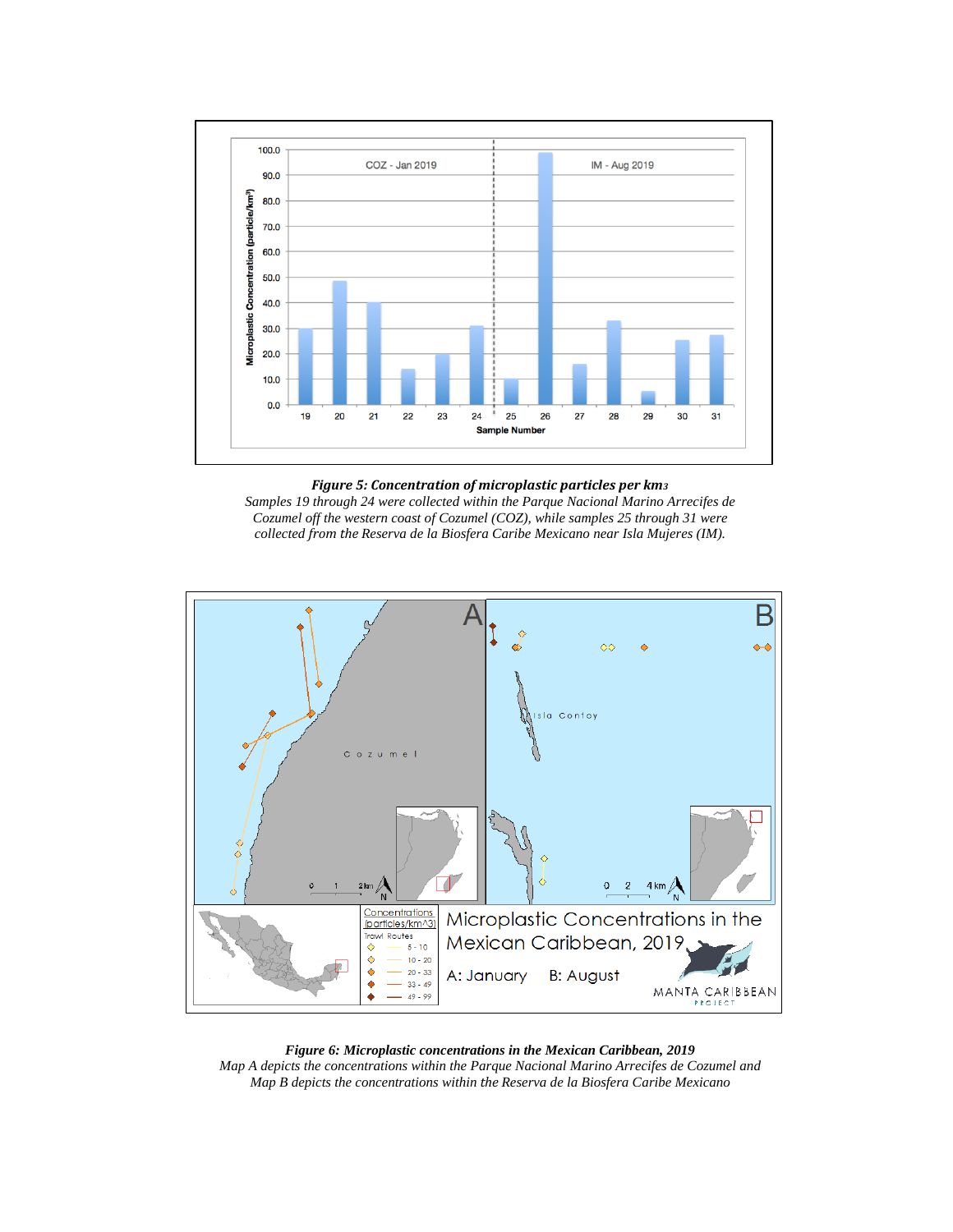***Figure 5: Concentration of microplastic particles per km3***
*Samples 19 through 24 were collected within the Parque Nacional Marino Arrecifes de Cozumel off the western coast of Cozumel (COZ), while samples 25 through 31 were collected from the Reserva de la Biosfera Caribe Mexicano near Isla Mujeres (IM).*

***Figure 6: Microplastic concentrations in the Mexican Caribbean, 2019***
*Map A depicts the concentrations within the Parque Nacional Marino Arrecifes de Cozumel and Map B depicts the concentrations within the Reserva de la Biosfera Caribe Mexicano*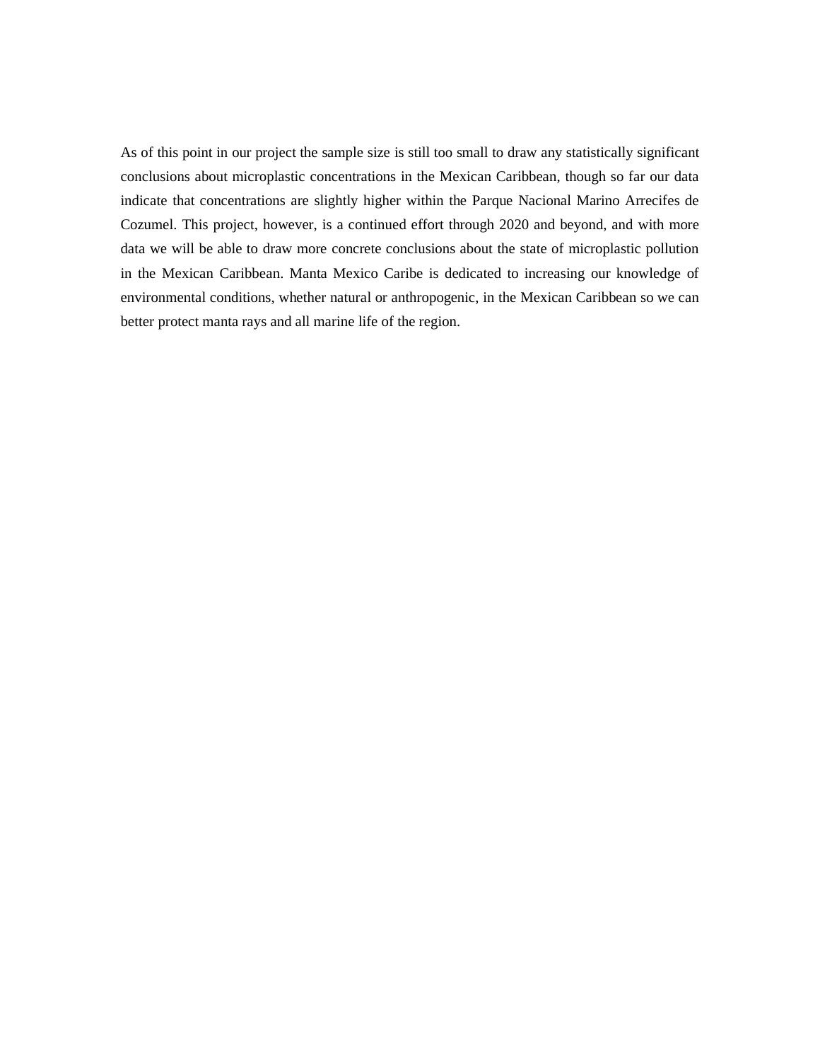As of this point in our project the sample size is still too small to draw any statistically significant conclusions about microplastic concentrations in the Mexican Caribbean, though so far our data indicate that concentrations are slightly higher within the Parque Nacional Marino Arrecifes de Cozumel. This project, however, is a continued effort through 2020 and beyond, and with more data we will be able to draw more concrete conclusions about the state of microplastic pollution in the Mexican Caribbean. Manta Mexico Caribe is dedicated to increasing our knowledge of environmental conditions, whether natural or anthropogenic, in the Mexican Caribbean so we can better protect manta rays and all marine life of the region.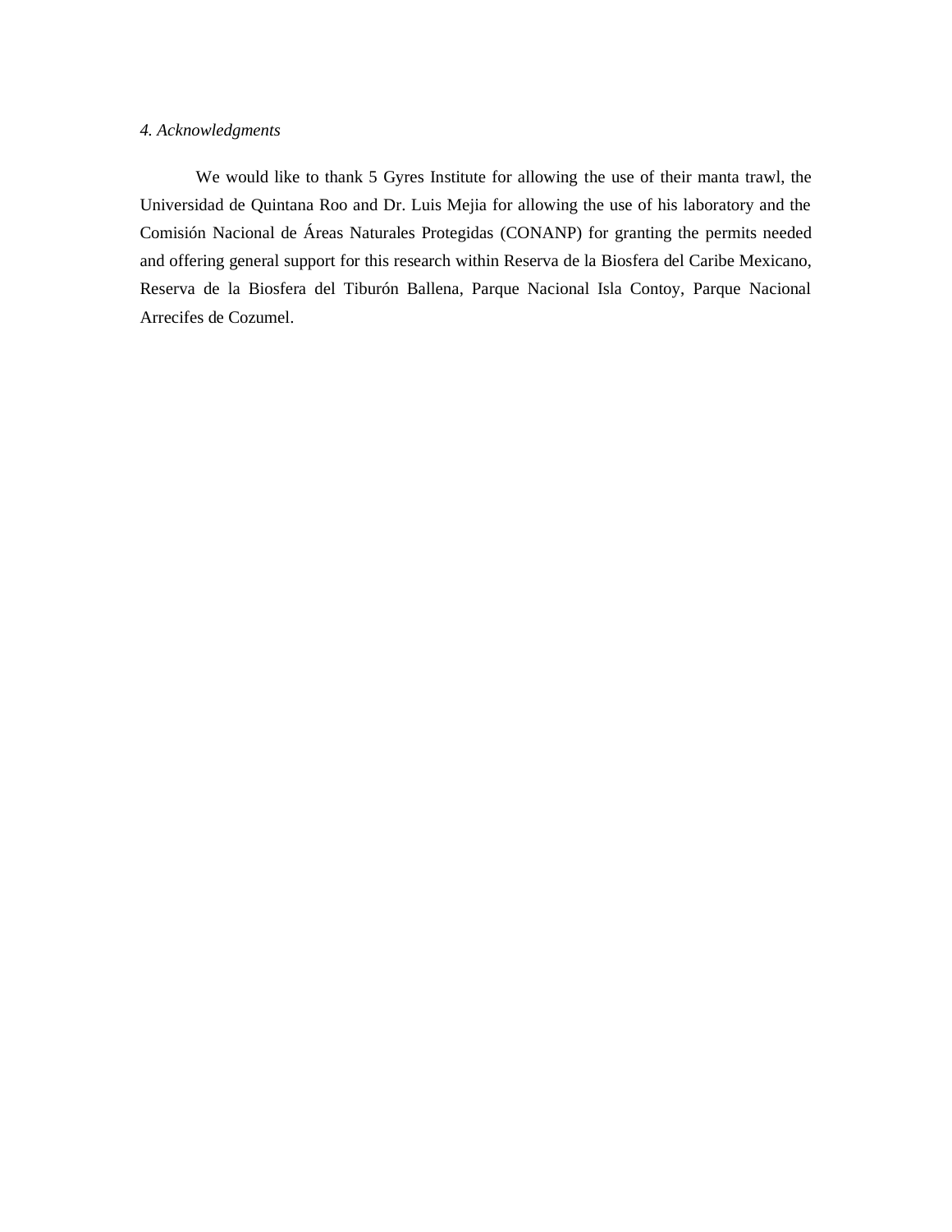## *4. Acknowledgments*

We would like to thank 5 Gyres Institute for allowing the use of their manta trawl, the Universidad de Quintana Roo and Dr. Luis Mejia for allowing the use of his laboratory and the Comisión Nacional de Áreas Naturales Protegidas (CONANP) for granting the permits needed and offering general support for this research within Reserva de la Biosfera del Caribe Mexicano, Reserva de la Biosfera del Tiburón Ballena, Parque Nacional Isla Contoy, Parque Nacional Arrecifes de Cozumel.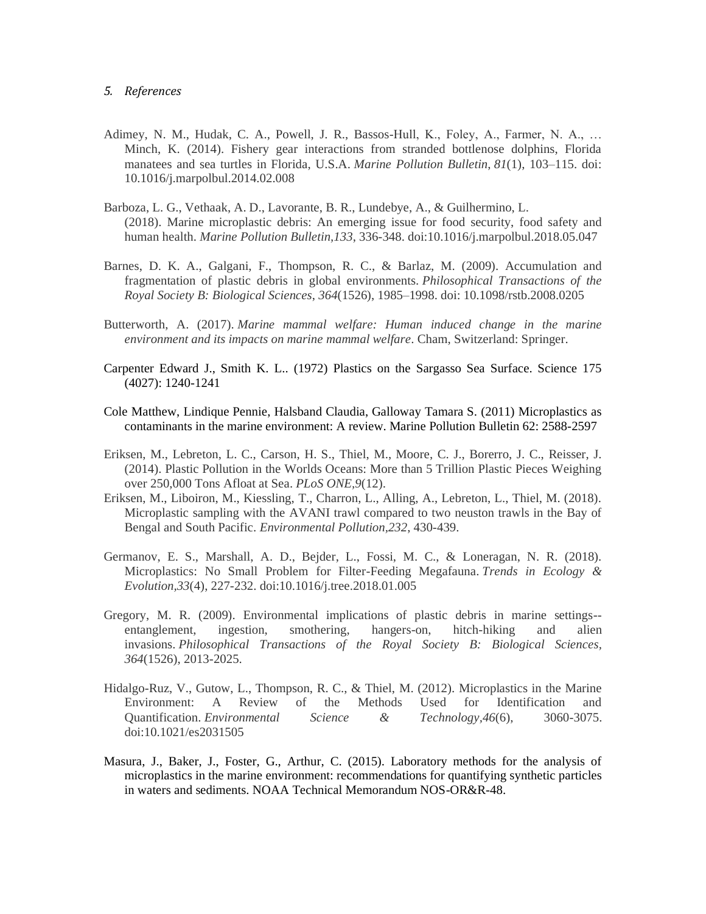## *5. References*

Adimey, N. M., Hudak, C. A., Powell, J. R., Bassos-Hull, K., Foley, A., Farmer, N. A., … Minch, K. (2014). Fishery gear interactions from stranded bottlenose dolphins, Florida manatees and sea turtles in Florida, U.S.A. *Marine Pollution Bulletin*, *81*(1), 103–115. doi: 10.1016/j.marpolbul.2014.02.008

Barboza, L. G., Vethaak, A. D., Lavorante, B. R., Lundebye, A., & Guilhermino, L. (2018). Marine microplastic debris: An emerging issue for food security, food safety and human health. *Marine Pollution Bulletin*,*133*, 336-348. doi:10.1016/j.marpolbul.2018.05.047

Barnes, D. K. A., Galgani, F., Thompson, R. C., & Barlaz, M. (2009). Accumulation and fragmentation of plastic debris in global environments. *Philosophical Transactions of the Royal Society B: Biological Sciences*, *364*(1526), 1985–1998. doi: 10.1098/rstb.2008.0205

Butterworth, A. (2017). *Marine mammal welfare: Human induced change in the marine environment and its impacts on marine mammal welfare*. Cham, Switzerland: Springer.

Carpenter Edward J., Smith K. L.. (1972) Plastics on the Sargasso Sea Surface. Science 175 (4027): 1240-1241

Cole Matthew, Lindique Pennie, Halsband Claudia, Galloway Tamara S. (2011) Microplastics as contaminants in the marine environment: A review. Marine Pollution Bulletin 62: 2588-2597

Eriksen, M., Lebreton, L. C., Carson, H. S., Thiel, M., Moore, C. J., Borerro, J. C., Reisser, J. (2014). Plastic Pollution in the Worlds Oceans: More than 5 Trillion Plastic Pieces Weighing over 250,000 Tons Afloat at Sea. *PLoS ONE*,*9*(12).

Eriksen, M., Liboiron, M., Kiessling, T., Charron, L., Alling, A., Lebreton, L., Thiel, M. (2018). Microplastic sampling with the AVANI trawl compared to two neuston trawls in the Bay of Bengal and South Pacific. *Environmental Pollution*,*232*, 430-439.

Germanov, E. S., Marshall, A. D., Bejder, L., Fossi, M. C., & Loneragan, N. R. (2018). Microplastics: No Small Problem for Filter-Feeding Megafauna. *Trends in Ecology & Evolution*,*33*(4), 227-232. doi:10.1016/j.tree.2018.01.005

Gregory, M. R. (2009). Environmental implications of plastic debris in marine settings--entanglement, ingestion, smothering, hangers-on, hitch-hiking and alien invasions. *Philosophical Transactions of the Royal Society B: Biological Sciences, 364*(1526), 2013-2025.

Hidalgo-Ruz, V., Gutow, L., Thompson, R. C., & Thiel, M. (2012). Microplastics in the Marine Environment: A Review of the Methods Used for Identification and Quantification. *Environmental Science & Technology*,*46*(6), 3060-3075. doi:10.1021/es2031505

Masura, J., Baker, J., Foster, G., Arthur, C. (2015). Laboratory methods for the analysis of microplastics in the marine environment: recommendations for quantifying synthetic particles in waters and sediments. NOAA Technical Memorandum NOS-OR&R-48.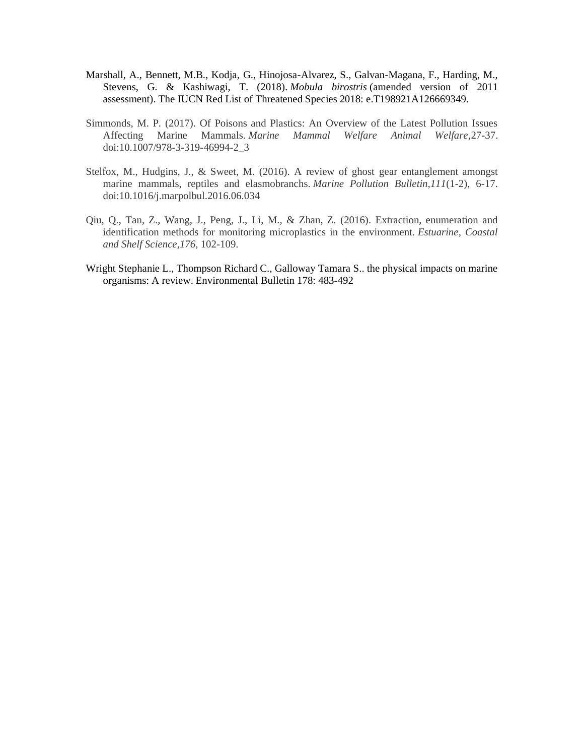Marshall, A., Bennett, M.B., Kodja, G., Hinojosa-Alvarez, S., Galvan-Magana, F., Harding, M., Stevens, G. & Kashiwagi, T. (2018). *Mobula birostris* (amended version of 2011 assessment). The IUCN Red List of Threatened Species 2018: e.T198921A126669349.

Simmonds, M. P. (2017). Of Poisons and Plastics: An Overview of the Latest Pollution Issues Affecting Marine Mammals. *Marine Mammal Welfare Animal Welfare,*27-37. doi:10.1007/978-3-319-46994-2_3

Stelfox, M., Hudgins, J., & Sweet, M. (2016). A review of ghost gear entanglement amongst marine mammals, reptiles and elasmobranchs. *Marine Pollution Bulletin,111*(1-2), 6-17. doi:10.1016/j.marpolbul.2016.06.034

Qiu, Q., Tan, Z., Wang, J., Peng, J., Li, M., & Zhan, Z. (2016). Extraction, enumeration and identification methods for monitoring microplastics in the environment. *Estuarine, Coastal and Shelf Science,176*, 102-109.

Wright Stephanie L., Thompson Richard C., Galloway Tamara S.. the physical impacts on marine organisms: A review. Environmental Bulletin 178: 483-492